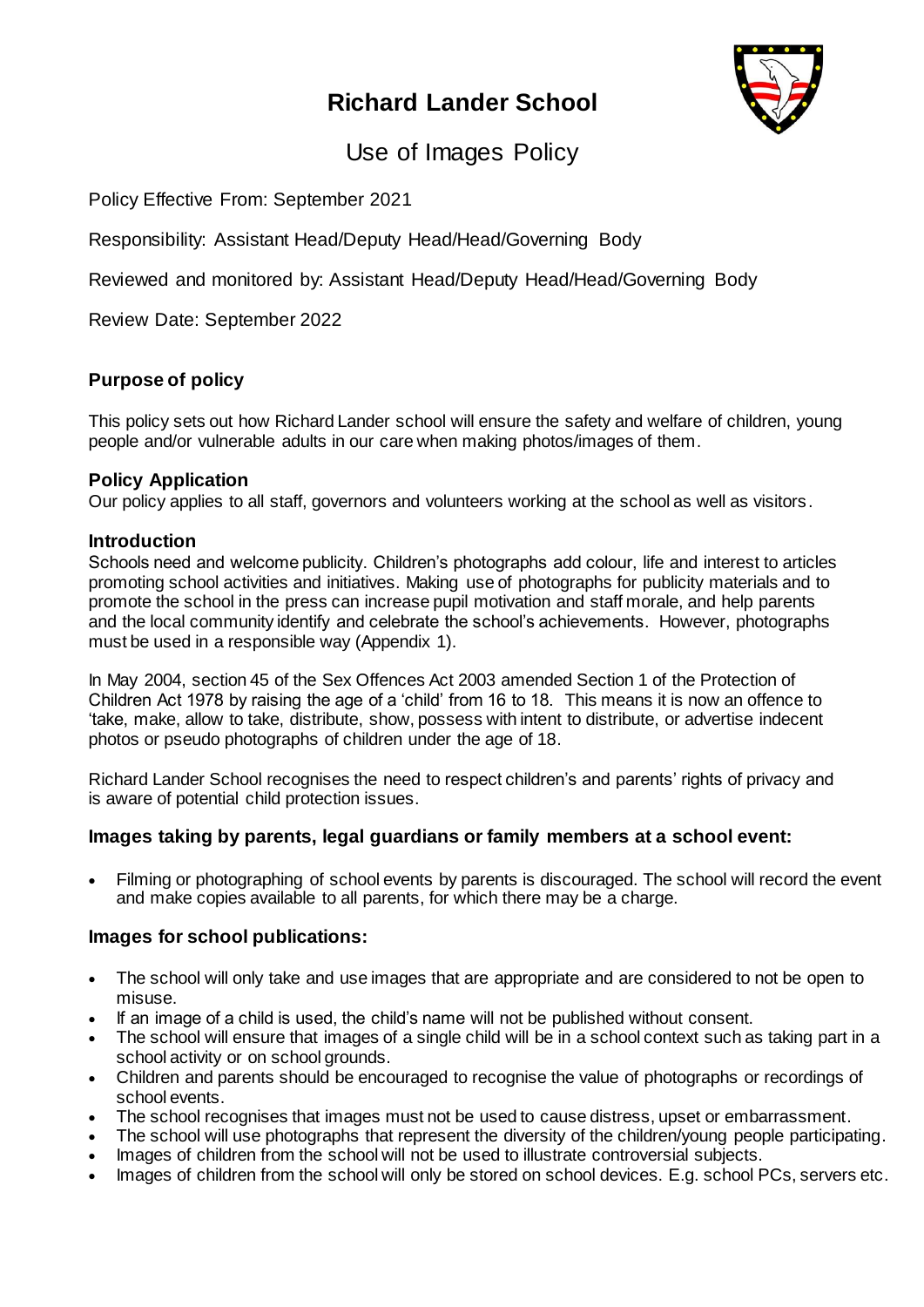# Richard Lander School

## Use of Images Policy

Policy Effective From: September 2021

Responsibility: Assistant Head/Deputy Head/Head/Governing Body

Reviewed and monitored by: Assistant Head/Deputy Head/Head/Governing Body

Review Date: September 2022

### Purpose of policy

This policy sets out how Richard Lander school will ensure the safety and welfare of children, young people and/or vulnerable adults in our care when making photos/images of them.

### Policy Application

Our policy applies to all staff, governors and volunteers working at the school as well as visitors.

### Introduction

Schools need and welcome publicity. Children's photographs add colour, life and interest to articles promoting school activities and initiatives. Making use of photographs for publicity materials and to promote the school in the press can increase pupil motivation and staff morale, and help parents and the local community identify and celebrate the school's achievements. However, photographs must be used in a responsible way (Appendix 1).

In May 2004, section 45 of the Sex Offences Act 2003 amended Section 1 of the Protection of Children Act 1978 by raising the age of a 'child' from 16 to 18. This means it is now an offence to 'take, make, allow to take, distribute, show, possess with intent to distribute, or advertise indecent photos or pseudo photographs of children under the age of 18.

Richard Lander School recognises the need to respect children's and parents' rights of privacy and is aware of potential child protection issues.

### Images taking by parents, legal guardians or family members at a school event:

- Filming or photographing of school events by parents is discouraged. The school will record the event and make copies available to all parents, for which there may be a charge.

### Images for school publications:

- The school will only take and use images that are appropriate and are considered to not be open to misuse.
- If an image of a child is used, the child's name will not be published without consent.
- The school will ensure that images of a single child will be in a school context such as taking part in a school activity or on school grounds.
- Children and parents should be encouraged to recognise the value of photographs or recordings of school events.
- The school recognises that images must not be used to cause distress, upset or embarrassment.
- The school will use photographs that represent the diversity of the children/young people participating.
- Images of children from the school will not be used to illustrate controversial subjects.
- Images of children from the school will only be stored on school devices. E.g. school PCs, servers etc.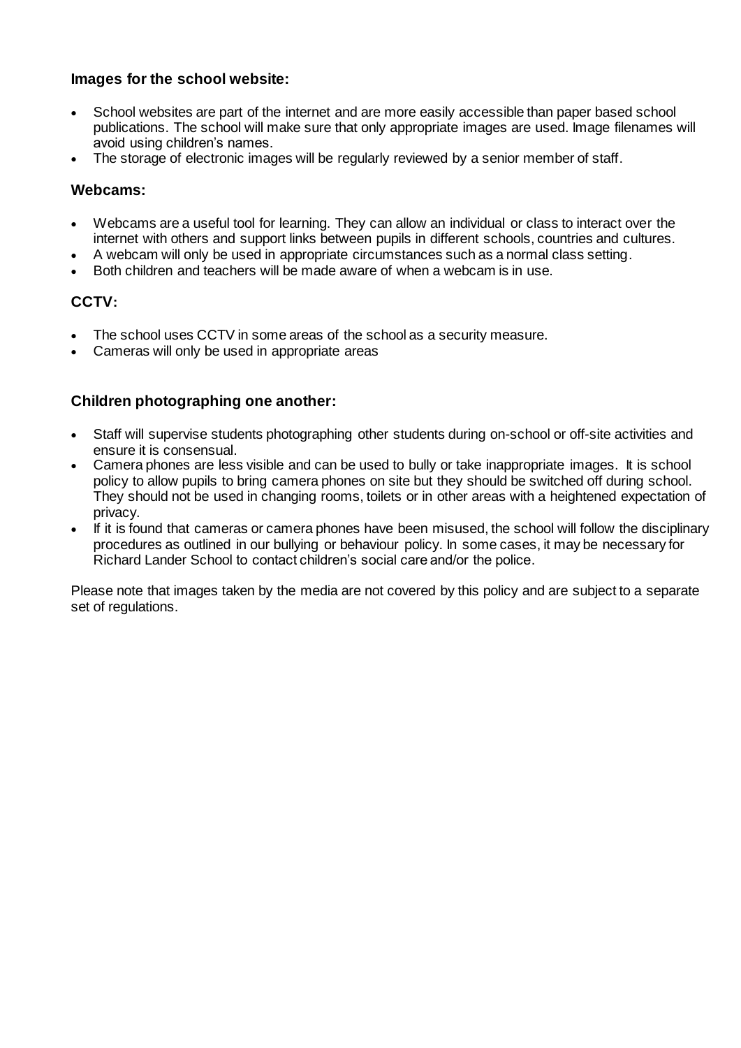### Images for the school website:

- School websites are part of the internet and are more easily accessible than paper based school publications. The school will make sure that only appropriate images are used. Image filenames will avoid using children's names.
- The storage of electronic images will be regularly reviewed by a senior member of staff.

### Webcams:

- Webcams are a useful tool for learning. They can allow an individual or class to interact over the internet with others and support links between pupils in different schools, countries and cultures.
- A webcam will only be used in appropriate circumstances such as a normal class setting.
- Both children and teachers will be made aware of when a webcam is in use.

### CCTV:

- The school uses CCTV in some areas of the school as a security measure.
- Cameras will only be used in appropriate areas

### Children photographing one another:

- Staff will supervise students photographing other students during on-school or off-site activities and ensure it is consensual.
- Camera phones are less visible and can be used to bully or take inappropriate images. It is school policy to allow pupils to bring camera phones on site but they should be switched off during school. They should not be used in changing rooms, toilets or in other areas with a heightened expectation of privacy.
- If it is found that cameras or camera phones have been misused, the school will follow the disciplinary procedures as outlined in our bullying or behaviour policy. In some cases, it may be necessary for Richard Lander School to contact children's social care and/or the police.

Please note that images taken by the media are not covered by this policy and are subject to a separate set of regulations.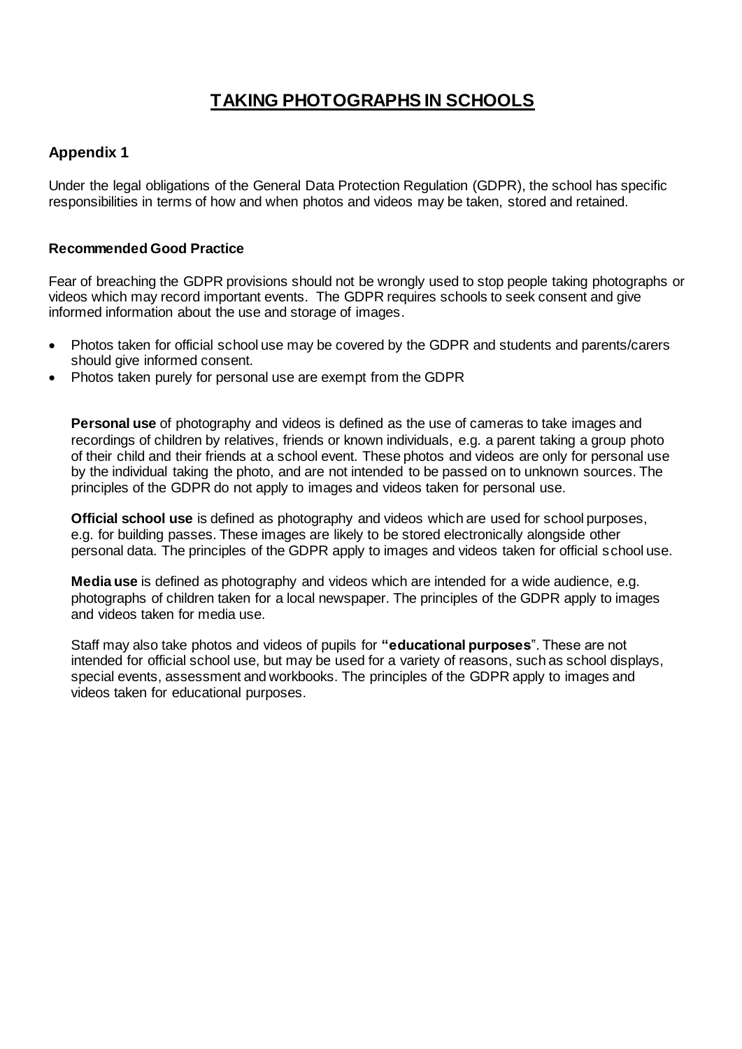# TAKING PHOTOGRAPHS IN SCHOOLS

## Appendix 1

Under the legal obligations of the General Data Protection Regulation (GDPR), the school has specific responsibilities in terms of how and when photos and videos may be taken, stored and retained.

### Recommended Good Practice

Fear of breaching the GDPR provisions should not be wrongly used to stop people taking photographs or videos which may record important events. The GDPR requires schools to seek consent and give informed information about the use and storage of images.

- Photos taken for official school use may be covered by the GDPR and students and parents/carers should give informed consent.
- Photos taken purely for personal use are exempt from the GDPR

**Personal use** of photography and videos is defined as the use of cameras to take images and recordings of children by relatives, friends or known individuals, e.g. a parent taking a group photo of their child and their friends at a school event. These photos and videos are only for personal use by the individual taking the photo, and are not intended to be passed on to unknown sources. The principles of the GDPR do not apply to images and videos taken for personal use.

**Official school use** is defined as photography and videos which are used for school purposes, e.g. for building passes. These images are likely to be stored electronically alongside other personal data. The principles of the GDPR apply to images and videos taken for official school use.

**Media use** is defined as photography and videos which are intended for a wide audience, e.g. photographs of children taken for a local newspaper. The principles of the GDPR apply to images and videos taken for media use.

Staff may also take photos and videos of pupils for **"educational purposes**". These are not intended for official school use, but may be used for a variety of reasons, such as school displays, special events, assessment and workbooks. The principles of the GDPR apply to images and videos taken for educational purposes.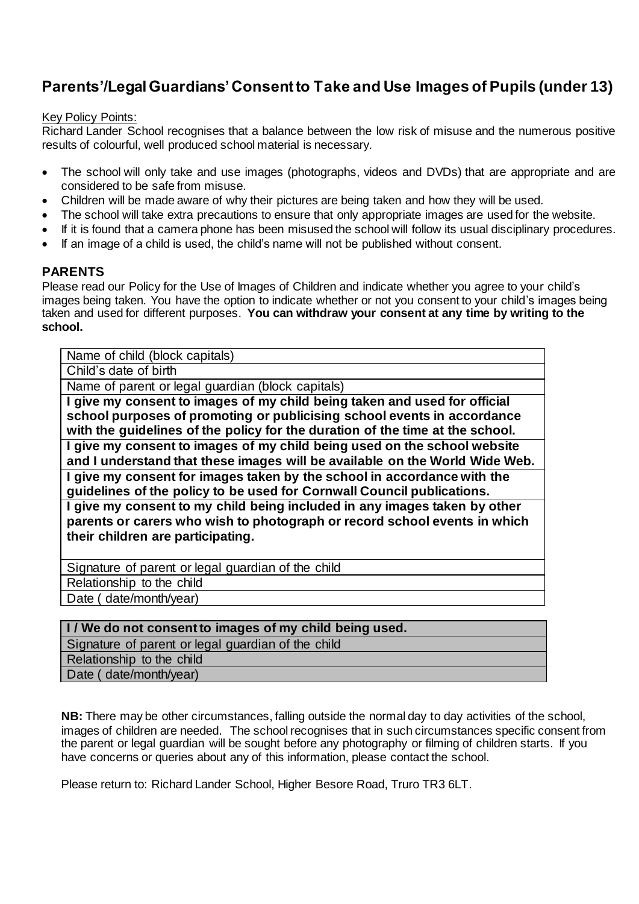# Parents'/Legal Guardians' Consent to Take and Use Images of Pupils (under 13)

Key Policy Points:

Richard Lander School recognises that a balance between the low risk of misuse and the numerous positive results of colourful, well produced school material is necessary.

- The school will only take and use images (photographs, videos and DVDs) that are appropriate and are considered to be safe from misuse.
- Children will be made aware of why their pictures are being taken and how they will be used.
- The school will take extra precautions to ensure that only appropriate images are used for the website.
- If it is found that a camera phone has been misused the school will follow its usual disciplinary procedures.
- If an image of a child is used, the child's name will not be published without consent.

## PARENTS

Please read our Policy for the Use of Images of Children and indicate whether you agree to your child's images being taken. You have the option to indicate whether or not you consent to your child's images being taken and used for different purposes. **You can withdraw your consent at any time by writing to the school.**

| |
|---|
| Name of child (block capitals) |
| Child's date of birth |
| Name of parent or legal guardian (block capitals) |
| **I give my consent to images of my child being taken and used for official school purposes of promoting or publicising school events in accordance with the guidelines of the policy for the duration of the time at the school.** |
| **I give my consent to images of my child being used on the school website and I understand that these images will be available on the World Wide Web.** |
| **I give my consent for images taken by the school in accordance with the guidelines of the policy to be used for Cornwall Council publications.** |
| **I give my consent to my child being included in any images taken by other parents or carers who wish to photograph or record school events in which their children are participating.** |
| Signature of parent or legal guardian of the child |
| Relationship to the child |
| Date ( date/month/year) |

| **I / We do not consent to images of my child being used.** |
|---|
| Signature of parent or legal guardian of the child |
| Relationship to the child |
| Date ( date/month/year) |

**NB:** There may be other circumstances, falling outside the normal day to day activities of the school, images of children are needed. The school recognises that in such circumstances specific consent from the parent or legal guardian will be sought before any photography or filming of children starts. If you have concerns or queries about any of this information, please contact the school.

Please return to: Richard Lander School, Higher Besore Road, Truro TR3 6LT.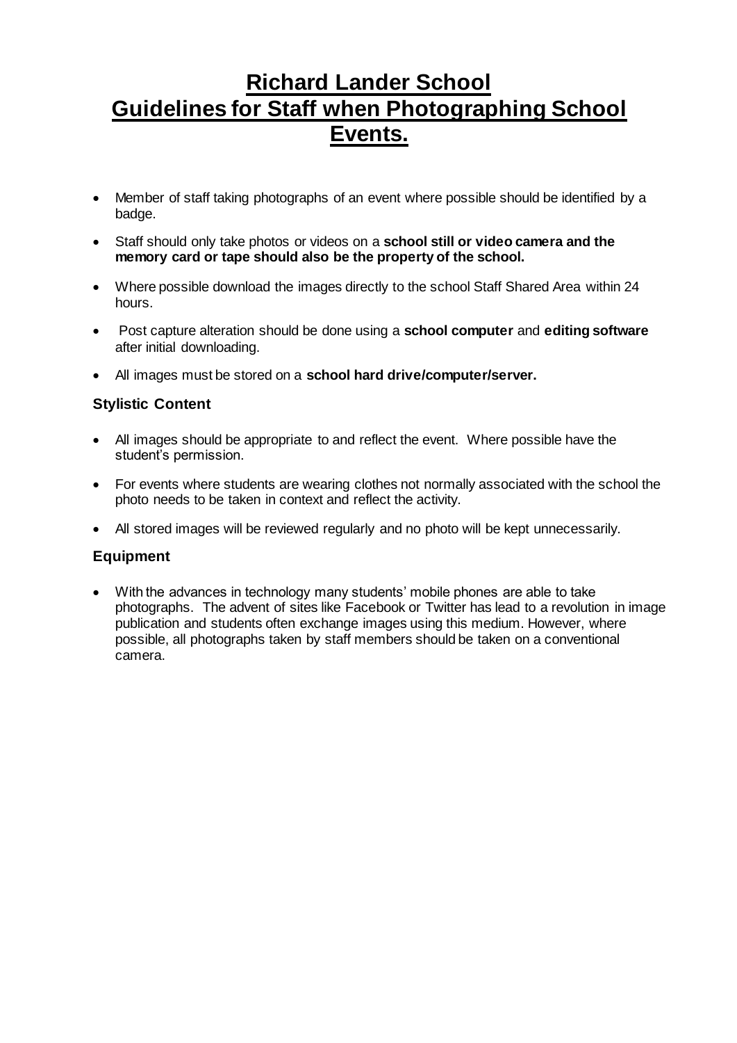# Richard Lander School
# Guidelines for Staff when Photographing School Events.

- Member of staff taking photographs of an event where possible should be identified by a badge.
- Staff should only take photos or videos on a **school still or video camera and the memory card or tape should also be the property of the school.**
- Where possible download the images directly to the school Staff Shared Area within 24 hours.
- Post capture alteration should be done using a **school computer** and **editing software** after initial downloading.
- All images must be stored on a **school hard drive/computer/server.**

### Stylistic Content

- All images should be appropriate to and reflect the event. Where possible have the student's permission.
- For events where students are wearing clothes not normally associated with the school the photo needs to be taken in context and reflect the activity.
- All stored images will be reviewed regularly and no photo will be kept unnecessarily.

### Equipment

- With the advances in technology many students' mobile phones are able to take photographs. The advent of sites like Facebook or Twitter has lead to a revolution in image publication and students often exchange images using this medium. However, where possible, all photographs taken by staff members should be taken on a conventional camera.